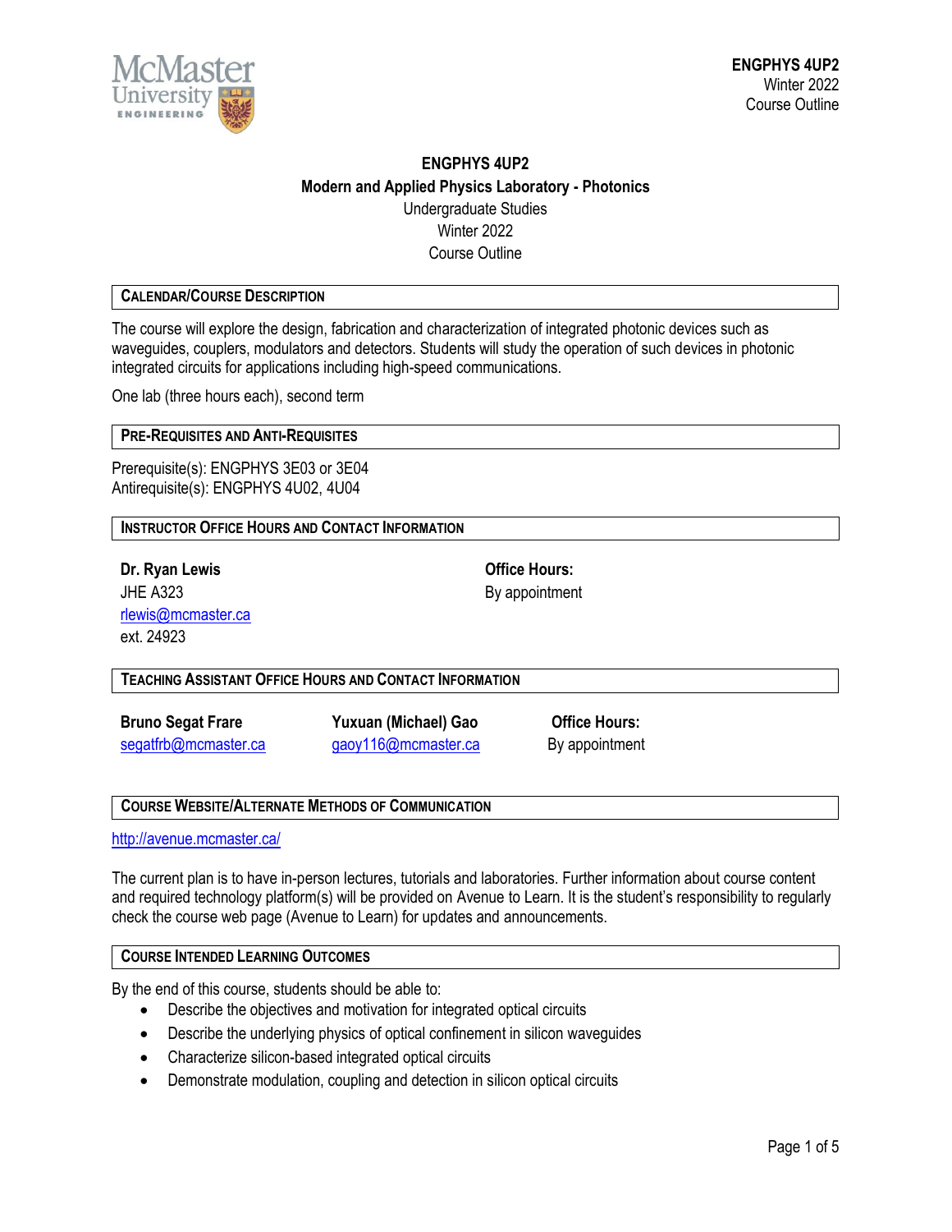# ENGPHYS 4UP2

## Modern and Applied Physics Laboratory - Photonics

Undergraduate Studies
Winter 2022
Course Outline

## Calendar/Course Description

The course will explore the design, fabrication and characterization of integrated photonic devices such as waveguides, couplers, modulators and detectors. Students will study the operation of such devices in photonic integrated circuits for applications including high-speed communications.

One lab (three hours each), second term

## Pre-Requisites and Anti-Requisites

Prerequisite(s): ENGPHYS 3E03 or 3E04
Antirequisite(s): ENGPHYS 4U02, 4U04

## Instructor Office Hours and Contact Information

**Dr. Ryan Lewis**
JHE A323
rlewis@mcmaster.ca
ext. 24923

**Office Hours:**
By appointment

## Teaching Assistant Office Hours and Contact Information

**Bruno Segat Frare**
segatfrb@mcmaster.ca

**Yuxuan (Michael) Gao**
gaoy116@mcmaster.ca

**Office Hours:**
By appointment

## Course Website/Alternate Methods of Communication

http://avenue.mcmaster.ca/

The current plan is to have in-person lectures, tutorials and laboratories. Further information about course content and required technology platform(s) will be provided on Avenue to Learn. It is the student's responsibility to regularly check the course web page (Avenue to Learn) for updates and announcements.

## Course Intended Learning Outcomes

By the end of this course, students should be able to:

- Describe the objectives and motivation for integrated optical circuits
- Describe the underlying physics of optical confinement in silicon waveguides
- Characterize silicon-based integrated optical circuits
- Demonstrate modulation, coupling and detection in silicon optical circuits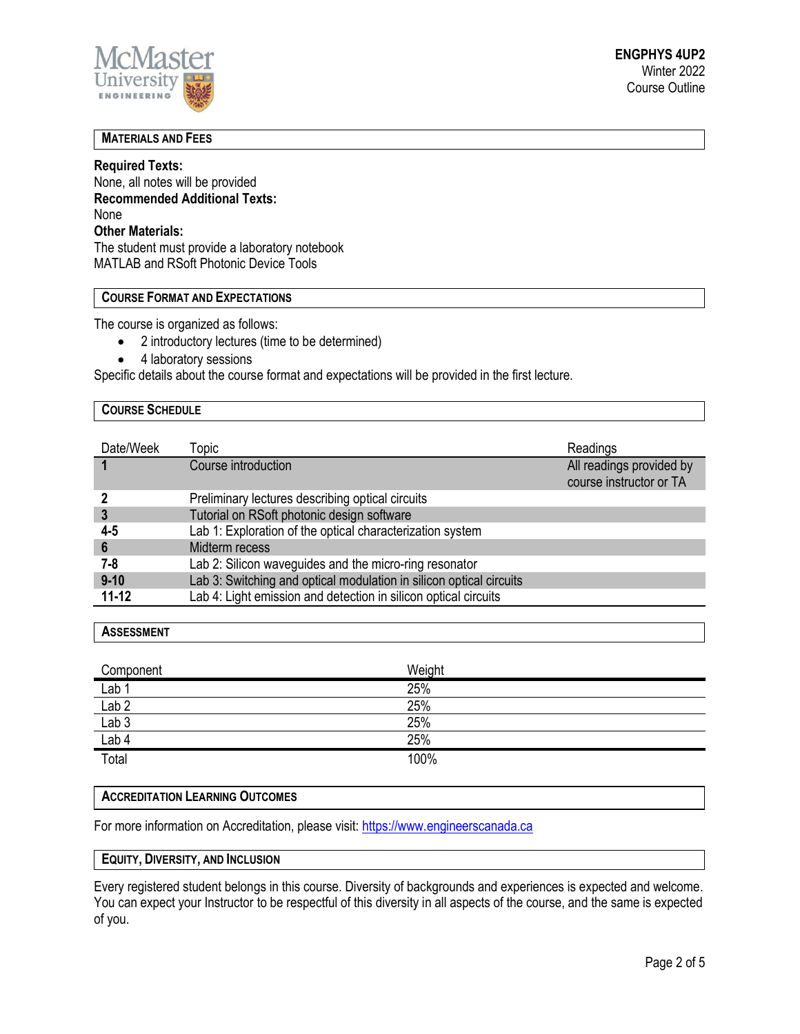## Materials and Fees

**Required Texts:**
None, all notes will be provided
**Recommended Additional Texts:**
None
**Other Materials:**
The student must provide a laboratory notebook
MATLAB and RSoft Photonic Device Tools

## Course Format and Expectations

The course is organized as follows:

- 2 introductory lectures (time to be determined)
- 4 laboratory sessions

Specific details about the course format and expectations will be provided in the first lecture.

## Course Schedule

| Date/Week | Topic | Readings |
|---|---|---|
| **1** | Course introduction | All readings provided by course instructor or TA |
| **2** | Preliminary lectures describing optical circuits | |
| **3** | Tutorial on RSoft photonic design software | |
| **4-5** | Lab 1: Exploration of the optical characterization system | |
| **6** | Midterm recess | |
| **7-8** | Lab 2: Silicon waveguides and the micro-ring resonator | |
| **9-10** | Lab 3: Switching and optical modulation in silicon optical circuits | |
| **11-12** | Lab 4: Light emission and detection in silicon optical circuits | |

## Assessment

| Component | Weight |
|---|---|
| Lab 1 | 25% |
| Lab 2 | 25% |
| Lab 3 | 25% |
| Lab 4 | 25% |
| Total | 100% |

## Accreditation Learning Outcomes

For more information on Accreditation, please visit: https://www.engineerscanada.ca

## Equity, Diversity, and Inclusion

Every registered student belongs in this course. Diversity of backgrounds and experiences is expected and welcome. You can expect your Instructor to be respectful of this diversity in all aspects of the course, and the same is expected of you.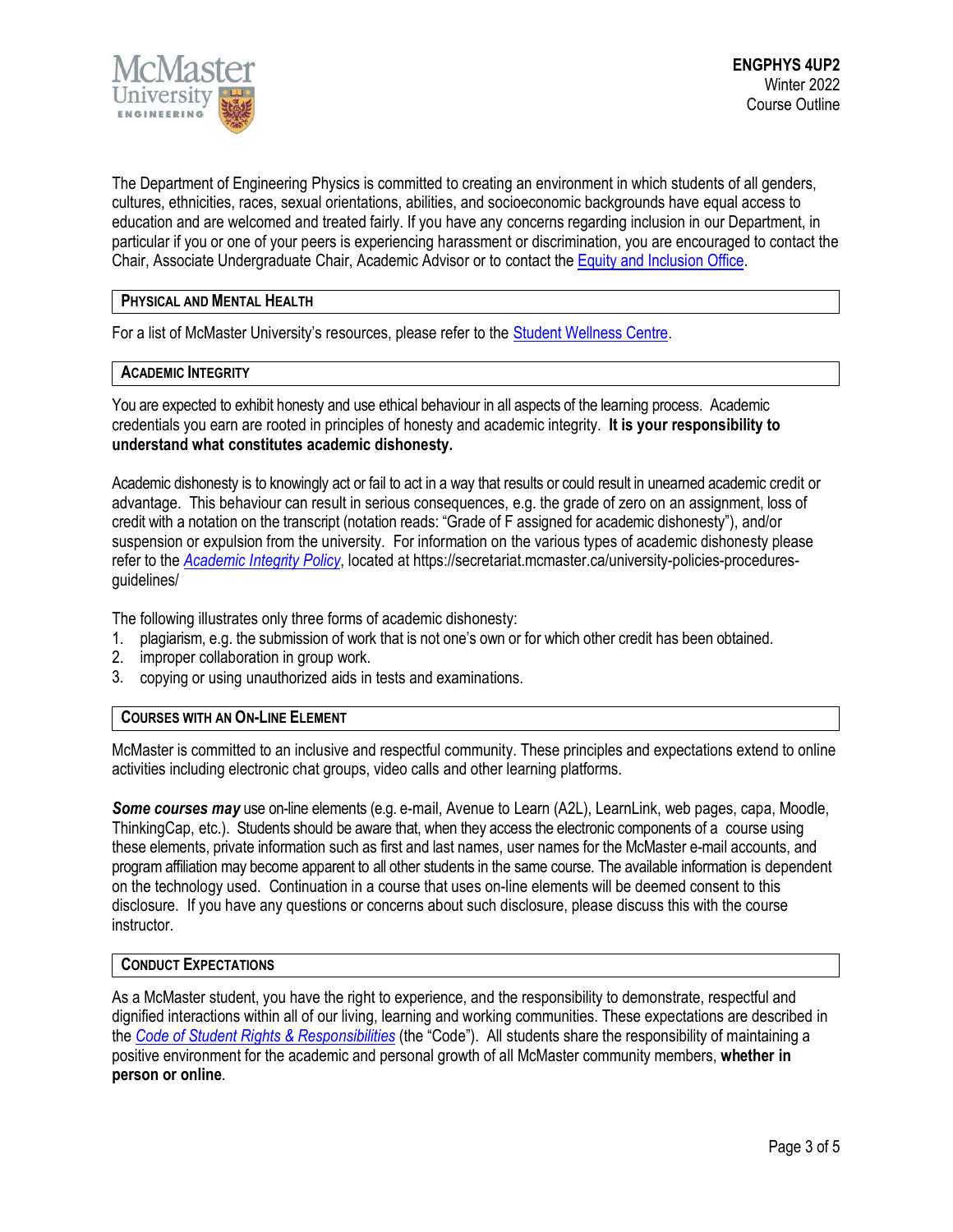The Department of Engineering Physics is committed to creating an environment in which students of all genders, cultures, ethnicities, races, sexual orientations, abilities, and socioeconomic backgrounds have equal access to education and are welcomed and treated fairly. If you have any concerns regarding inclusion in our Department, in particular if you or one of your peers is experiencing harassment or discrimination, you are encouraged to contact the Chair, Associate Undergraduate Chair, Academic Advisor or to contact the Equity and Inclusion Office.

## Physical and Mental Health

For a list of McMaster University's resources, please refer to the Student Wellness Centre.

## Academic Integrity

You are expected to exhibit honesty and use ethical behaviour in all aspects of the learning process. Academic credentials you earn are rooted in principles of honesty and academic integrity. **It is your responsibility to understand what constitutes academic dishonesty.**

Academic dishonesty is to knowingly act or fail to act in a way that results or could result in unearned academic credit or advantage. This behaviour can result in serious consequences, e.g. the grade of zero on an assignment, loss of credit with a notation on the transcript (notation reads: "Grade of F assigned for academic dishonesty"), and/or suspension or expulsion from the university. For information on the various types of academic dishonesty please refer to the *Academic Integrity Policy*, located at https://secretariat.mcmaster.ca/university-policies-procedures-guidelines/

The following illustrates only three forms of academic dishonesty:

1. plagiarism, e.g. the submission of work that is not one's own or for which other credit has been obtained.
2. improper collaboration in group work.
3. copying or using unauthorized aids in tests and examinations.

## Courses with an On-Line Element

McMaster is committed to an inclusive and respectful community. These principles and expectations extend to online activities including electronic chat groups, video calls and other learning platforms.

***Some courses may*** use on-line elements (e.g. e-mail, Avenue to Learn (A2L), LearnLink, web pages, capa, Moodle, ThinkingCap, etc.). Students should be aware that, when they access the electronic components of a course using these elements, private information such as first and last names, user names for the McMaster e-mail accounts, and program affiliation may become apparent to all other students in the same course. The available information is dependent on the technology used. Continuation in a course that uses on-line elements will be deemed consent to this disclosure. If you have any questions or concerns about such disclosure, please discuss this with the course instructor.

## Conduct Expectations

As a McMaster student, you have the right to experience, and the responsibility to demonstrate, respectful and dignified interactions within all of our living, learning and working communities. These expectations are described in the *Code of Student Rights & Responsibilities* (the "Code"). All students share the responsibility of maintaining a positive environment for the academic and personal growth of all McMaster community members, **whether in person or online**.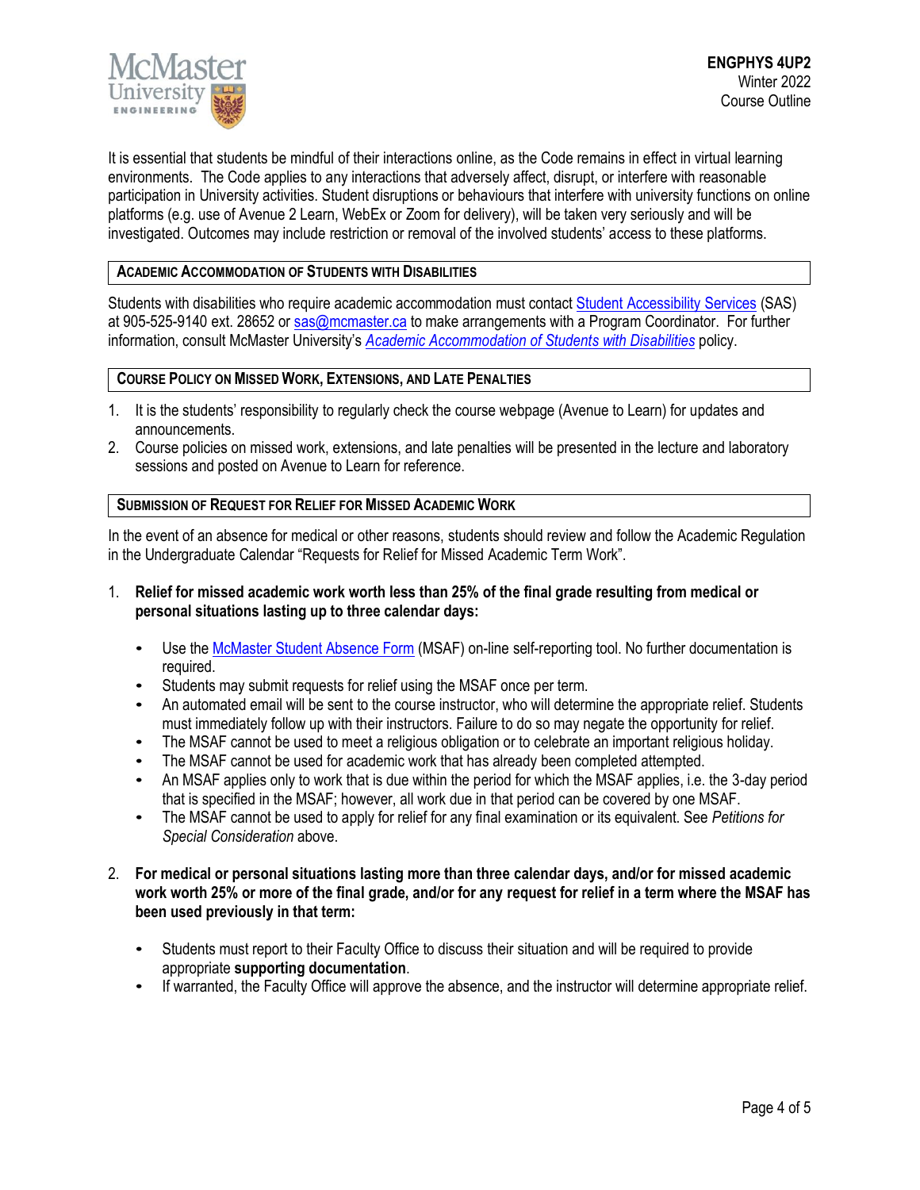It is essential that students be mindful of their interactions online, as the Code remains in effect in virtual learning environments. The Code applies to any interactions that adversely affect, disrupt, or interfere with reasonable participation in University activities. Student disruptions or behaviours that interfere with university functions on online platforms (e.g. use of Avenue 2 Learn, WebEx or Zoom for delivery), will be taken very seriously and will be investigated. Outcomes may include restriction or removal of the involved students' access to these platforms.

## Academic Accommodation of Students with Disabilities

Students with disabilities who require academic accommodation must contact Student Accessibility Services (SAS) at 905-525-9140 ext. 28652 or sas@mcmaster.ca to make arrangements with a Program Coordinator. For further information, consult McMaster University's *Academic Accommodation of Students with Disabilities* policy.

## Course Policy on Missed Work, Extensions, and Late Penalties

1. It is the students' responsibility to regularly check the course webpage (Avenue to Learn) for updates and announcements.
2. Course policies on missed work, extensions, and late penalties will be presented in the lecture and laboratory sessions and posted on Avenue to Learn for reference.

## Submission of Request for Relief for Missed Academic Work

In the event of an absence for medical or other reasons, students should review and follow the Academic Regulation in the Undergraduate Calendar "Requests for Relief for Missed Academic Term Work".

1. **Relief for missed academic work worth less than 25% of the final grade resulting from medical or personal situations lasting up to three calendar days:**

   - Use the McMaster Student Absence Form (MSAF) on-line self-reporting tool. No further documentation is required.
   - Students may submit requests for relief using the MSAF once per term.
   - An automated email will be sent to the course instructor, who will determine the appropriate relief. Students must immediately follow up with their instructors. Failure to do so may negate the opportunity for relief.
   - The MSAF cannot be used to meet a religious obligation or to celebrate an important religious holiday.
   - The MSAF cannot be used for academic work that has already been completed attempted.
   - An MSAF applies only to work that is due within the period for which the MSAF applies, i.e. the 3-day period that is specified in the MSAF; however, all work due in that period can be covered by one MSAF.
   - The MSAF cannot be used to apply for relief for any final examination or its equivalent. See *Petitions for Special Consideration* above.

2. **For medical or personal situations lasting more than three calendar days, and/or for missed academic work worth 25% or more of the final grade, and/or for any request for relief in a term where the MSAF has been used previously in that term:**

   - Students must report to their Faculty Office to discuss their situation and will be required to provide appropriate **supporting documentation**.
   - If warranted, the Faculty Office will approve the absence, and the instructor will determine appropriate relief.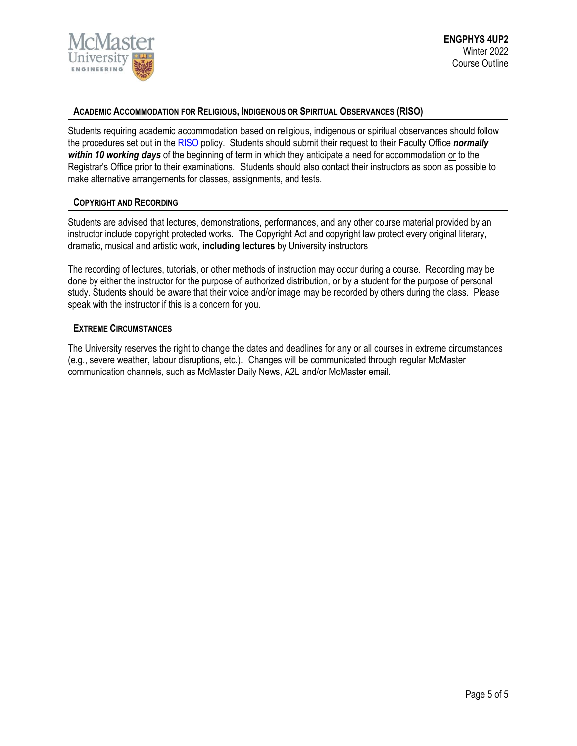### ACADEMIC ACCOMMODATION FOR RELIGIOUS, INDIGENOUS OR SPIRITUAL OBSERVANCES (RISO)

Students requiring academic accommodation based on religious, indigenous or spiritual observances should follow the procedures set out in the RISO policy. Students should submit their request to their Faculty Office ***normally within 10 working days*** of the beginning of term in which they anticipate a need for accommodation or to the Registrar's Office prior to their examinations. Students should also contact their instructors as soon as possible to make alternative arrangements for classes, assignments, and tests.

### COPYRIGHT AND RECORDING

Students are advised that lectures, demonstrations, performances, and any other course material provided by an instructor include copyright protected works. The Copyright Act and copyright law protect every original literary, dramatic, musical and artistic work, **including lectures** by University instructors

The recording of lectures, tutorials, or other methods of instruction may occur during a course. Recording may be done by either the instructor for the purpose of authorized distribution, or by a student for the purpose of personal study. Students should be aware that their voice and/or image may be recorded by others during the class. Please speak with the instructor if this is a concern for you.

### EXTREME CIRCUMSTANCES

The University reserves the right to change the dates and deadlines for any or all courses in extreme circumstances (e.g., severe weather, labour disruptions, etc.). Changes will be communicated through regular McMaster communication channels, such as McMaster Daily News, A2L and/or McMaster email.